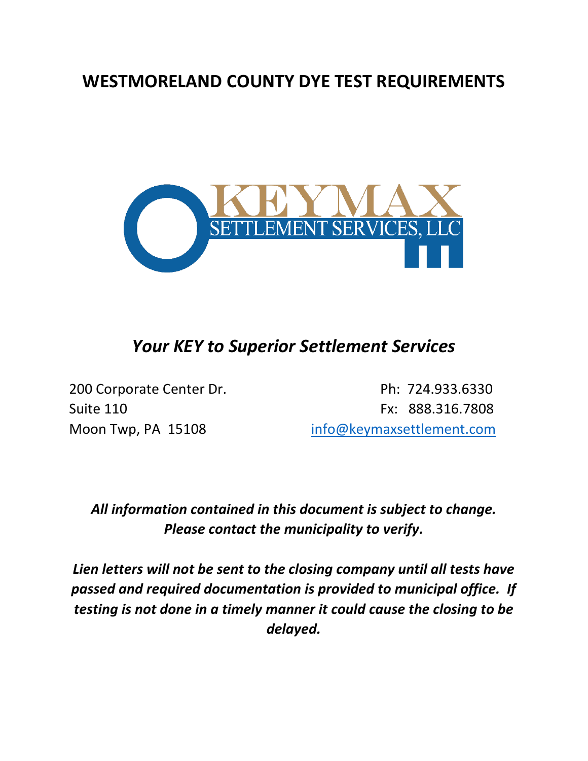# WESTMORELAND COUNTY DYE TEST REQUIREMENTS

KEYMAX
SETTLEMENT SERVICES, LLC

***Your KEY to Superior Settlement Services***

200 Corporate Center Dr.
Suite 110
Moon Twp, PA 15108

Ph: 724.933.6330
Fx: 888.316.7808
info@keymaxsettlement.com

***All information contained in this document is subject to change. Please contact the municipality to verify.***

***Lien letters will not be sent to the closing company until all tests have passed and required documentation is provided to municipal office. If testing is not done in a timely manner it could cause the closing to be delayed.***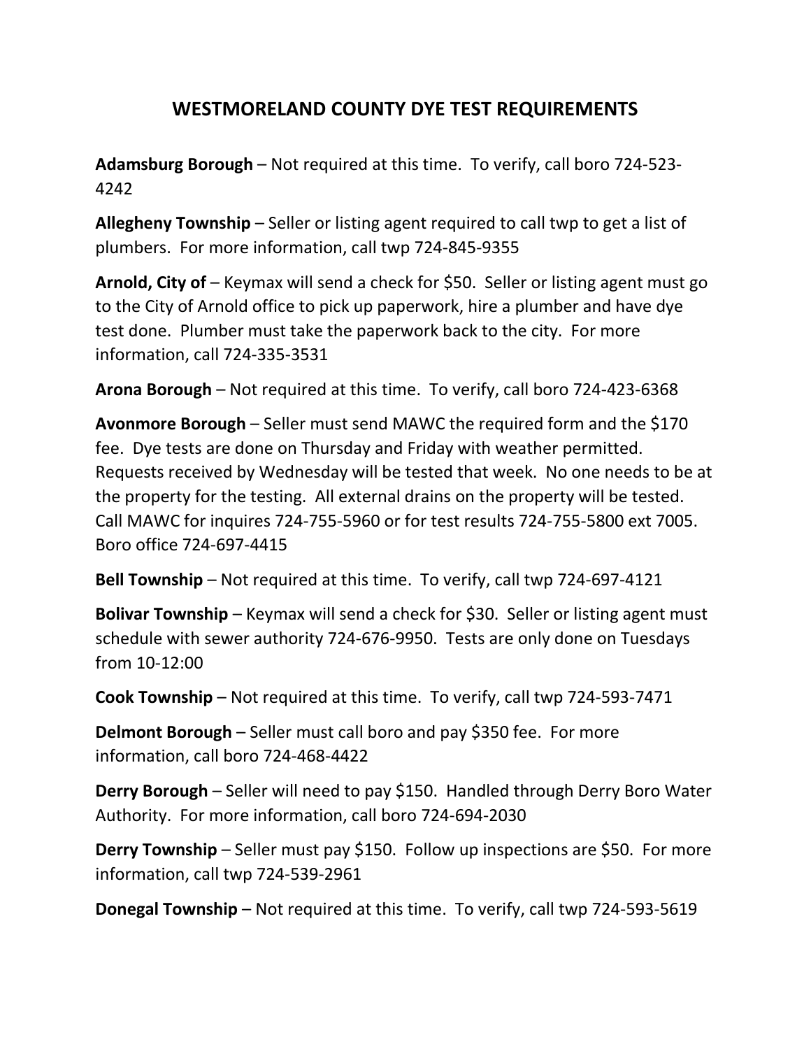# WESTMORELAND COUNTY DYE TEST REQUIREMENTS

**Adamsburg Borough** – Not required at this time. To verify, call boro 724-523-4242

**Allegheny Township** – Seller or listing agent required to call twp to get a list of plumbers. For more information, call twp 724-845-9355

**Arnold, City of** – Keymax will send a check for $50. Seller or listing agent must go to the City of Arnold office to pick up paperwork, hire a plumber and have dye test done. Plumber must take the paperwork back to the city. For more information, call 724-335-3531

**Arona Borough** – Not required at this time. To verify, call boro 724-423-6368

**Avonmore Borough** – Seller must send MAWC the required form and the $170 fee. Dye tests are done on Thursday and Friday with weather permitted. Requests received by Wednesday will be tested that week. No one needs to be at the property for the testing. All external drains on the property will be tested. Call MAWC for inquires 724-755-5960 or for test results 724-755-5800 ext 7005. Boro office 724-697-4415

**Bell Township** – Not required at this time. To verify, call twp 724-697-4121

**Bolivar Township** – Keymax will send a check for $30. Seller or listing agent must schedule with sewer authority 724-676-9950. Tests are only done on Tuesdays from 10-12:00

**Cook Township** – Not required at this time. To verify, call twp 724-593-7471

**Delmont Borough** – Seller must call boro and pay $350 fee. For more information, call boro 724-468-4422

**Derry Borough** – Seller will need to pay $150. Handled through Derry Boro Water Authority. For more information, call boro 724-694-2030

**Derry Township** – Seller must pay $150. Follow up inspections are $50. For more information, call twp 724-539-2961

**Donegal Township** – Not required at this time. To verify, call twp 724-593-5619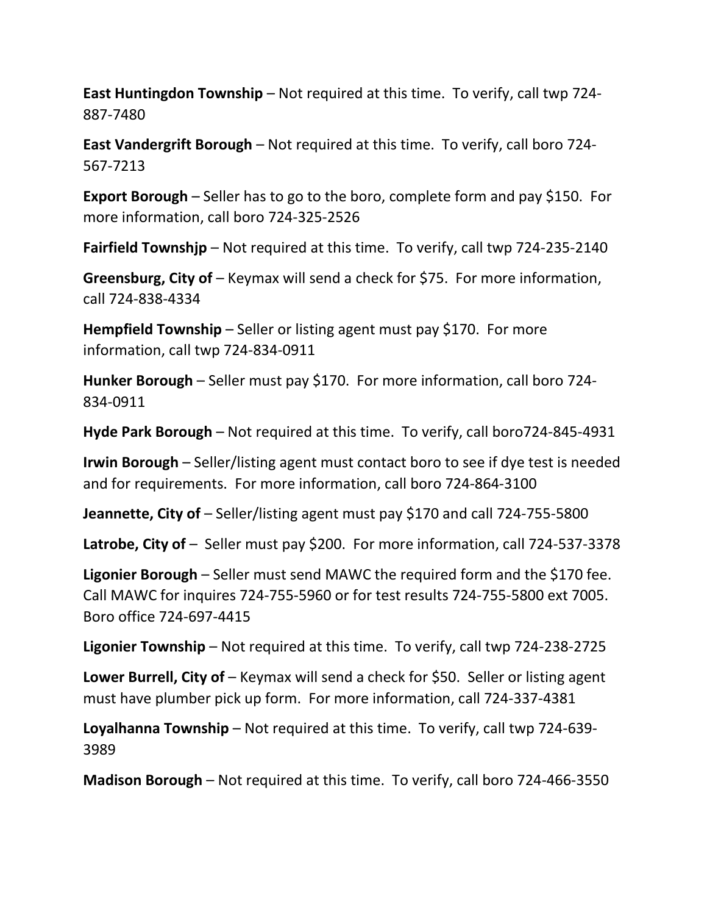**East Huntingdon Township** – Not required at this time. To verify, call twp 724-887-7480

**East Vandergrift Borough** – Not required at this time. To verify, call boro 724-567-7213

**Export Borough** – Seller has to go to the boro, complete form and pay $150. For more information, call boro 724-325-2526

**Fairfield Townshjp** – Not required at this time. To verify, call twp 724-235-2140

**Greensburg, City of** – Keymax will send a check for $75. For more information, call 724-838-4334

**Hempfield Township** – Seller or listing agent must pay $170. For more information, call twp 724-834-0911

**Hunker Borough** – Seller must pay $170. For more information, call boro 724-834-0911

**Hyde Park Borough** – Not required at this time. To verify, call boro724-845-4931

**Irwin Borough** – Seller/listing agent must contact boro to see if dye test is needed and for requirements. For more information, call boro 724-864-3100

**Jeannette, City of** – Seller/listing agent must pay $170 and call 724-755-5800

**Latrobe, City of** – Seller must pay $200. For more information, call 724-537-3378

**Ligonier Borough** – Seller must send MAWC the required form and the $170 fee. Call MAWC for inquires 724-755-5960 or for test results 724-755-5800 ext 7005. Boro office 724-697-4415

**Ligonier Township** – Not required at this time. To verify, call twp 724-238-2725

**Lower Burrell, City of** – Keymax will send a check for $50. Seller or listing agent must have plumber pick up form. For more information, call 724-337-4381

**Loyalhanna Township** – Not required at this time. To verify, call twp 724-639-3989

**Madison Borough** – Not required at this time. To verify, call boro 724-466-3550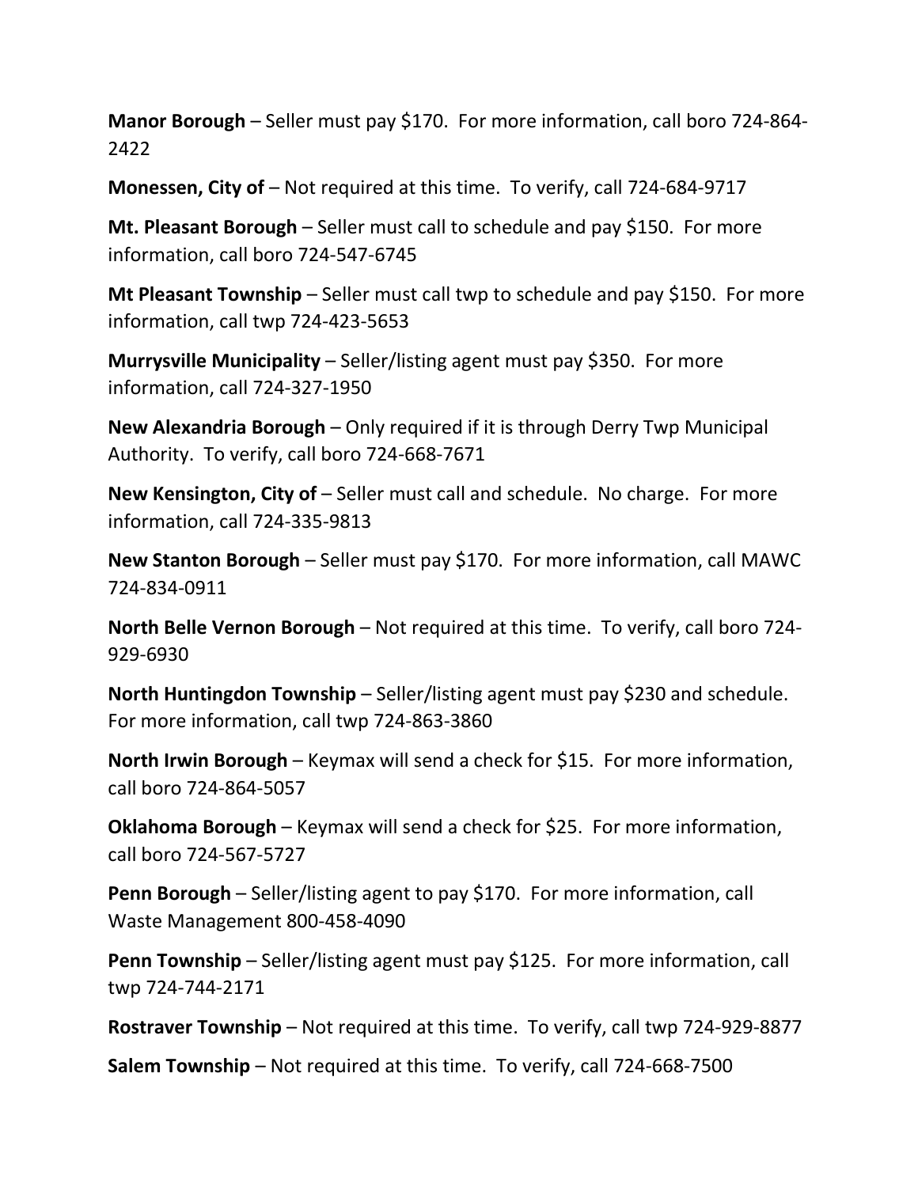**Manor Borough** – Seller must pay $170. For more information, call boro 724-864-2422

**Monessen, City of** – Not required at this time. To verify, call 724-684-9717

**Mt. Pleasant Borough** – Seller must call to schedule and pay $150. For more information, call boro 724-547-6745

**Mt Pleasant Township** – Seller must call twp to schedule and pay $150. For more information, call twp 724-423-5653

**Murrysville Municipality** – Seller/listing agent must pay $350. For more information, call 724-327-1950

**New Alexandria Borough** – Only required if it is through Derry Twp Municipal Authority. To verify, call boro 724-668-7671

**New Kensington, City of** – Seller must call and schedule. No charge. For more information, call 724-335-9813

**New Stanton Borough** – Seller must pay $170. For more information, call MAWC 724-834-0911

**North Belle Vernon Borough** – Not required at this time. To verify, call boro 724-929-6930

**North Huntingdon Township** – Seller/listing agent must pay $230 and schedule. For more information, call twp 724-863-3860

**North Irwin Borough** – Keymax will send a check for $15. For more information, call boro 724-864-5057

**Oklahoma Borough** – Keymax will send a check for $25. For more information, call boro 724-567-5727

**Penn Borough** – Seller/listing agent to pay $170. For more information, call Waste Management 800-458-4090

**Penn Township** – Seller/listing agent must pay $125. For more information, call twp 724-744-2171

**Rostraver Township** – Not required at this time. To verify, call twp 724-929-8877

**Salem Township** – Not required at this time. To verify, call 724-668-7500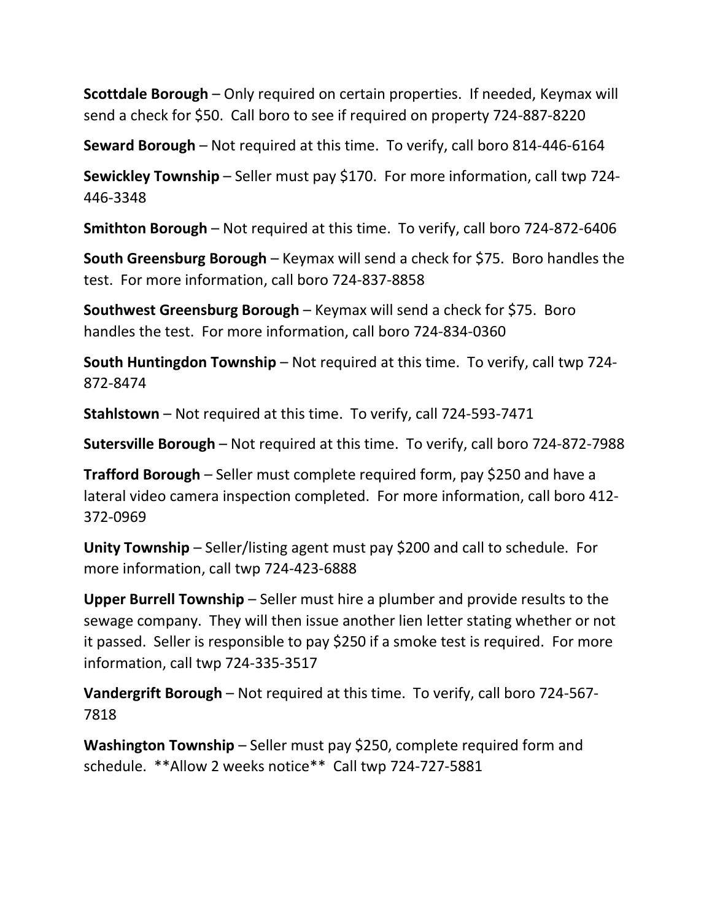**Scottdale Borough** – Only required on certain properties. If needed, Keymax will send a check for $50. Call boro to see if required on property 724-887-8220

**Seward Borough** – Not required at this time. To verify, call boro 814-446-6164

**Sewickley Township** – Seller must pay $170. For more information, call twp 724-446-3348

**Smithton Borough** – Not required at this time. To verify, call boro 724-872-6406

**South Greensburg Borough** – Keymax will send a check for $75. Boro handles the test. For more information, call boro 724-837-8858

**Southwest Greensburg Borough** – Keymax will send a check for $75. Boro handles the test. For more information, call boro 724-834-0360

**South Huntingdon Township** – Not required at this time. To verify, call twp 724-872-8474

**Stahlstown** – Not required at this time. To verify, call 724-593-7471

**Sutersville Borough** – Not required at this time. To verify, call boro 724-872-7988

**Trafford Borough** – Seller must complete required form, pay $250 and have a lateral video camera inspection completed. For more information, call boro 412-372-0969

**Unity Township** – Seller/listing agent must pay $200 and call to schedule. For more information, call twp 724-423-6888

**Upper Burrell Township** – Seller must hire a plumber and provide results to the sewage company. They will then issue another lien letter stating whether or not it passed. Seller is responsible to pay $250 if a smoke test is required. For more information, call twp 724-335-3517

**Vandergrift Borough** – Not required at this time. To verify, call boro 724-567-7818

**Washington Township** – Seller must pay $250, complete required form and schedule. **Allow 2 weeks notice** Call twp 724-727-5881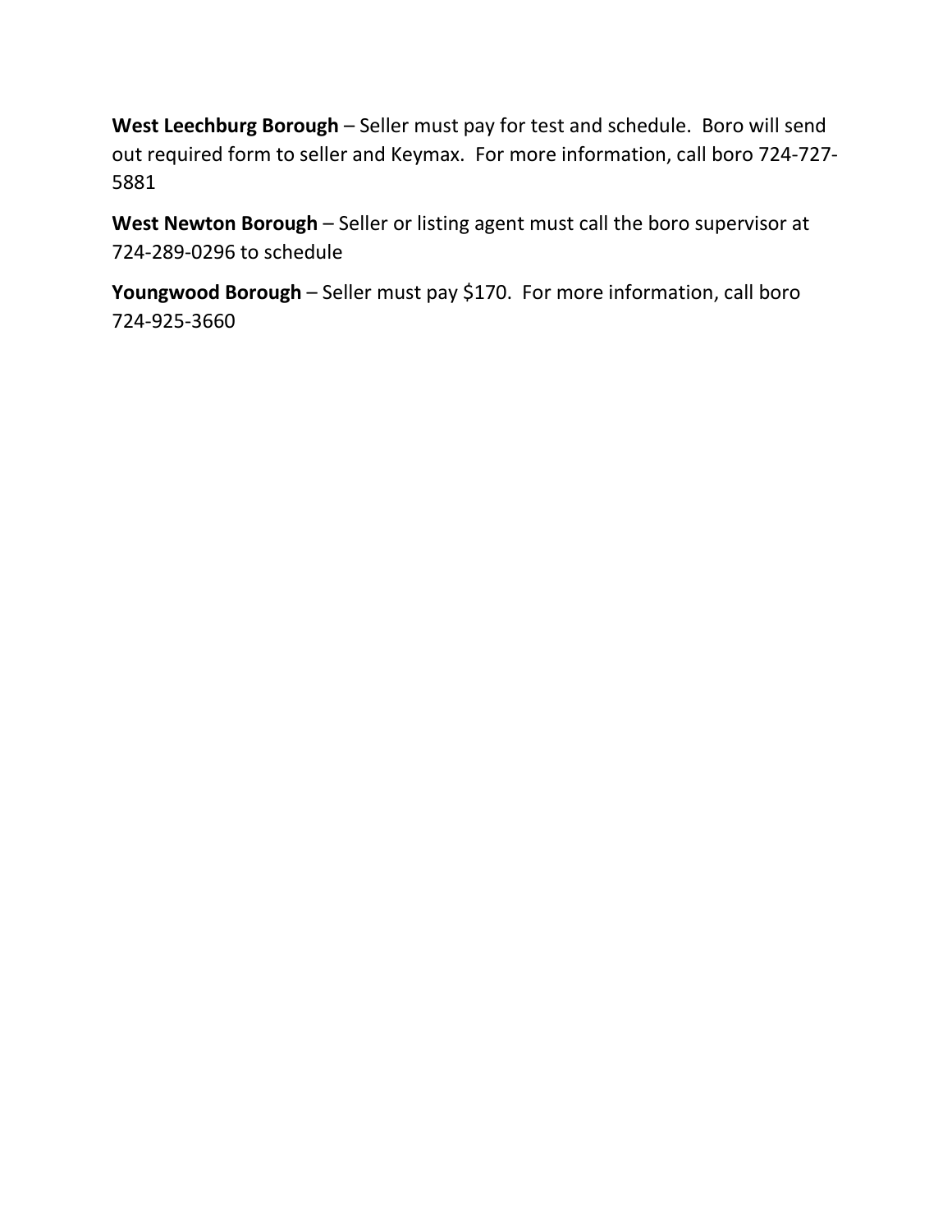**West Leechburg Borough** – Seller must pay for test and schedule. Boro will send out required form to seller and Keymax. For more information, call boro 724-727-5881

**West Newton Borough** – Seller or listing agent must call the boro supervisor at 724-289-0296 to schedule

**Youngwood Borough** – Seller must pay $170. For more information, call boro 724-925-3660